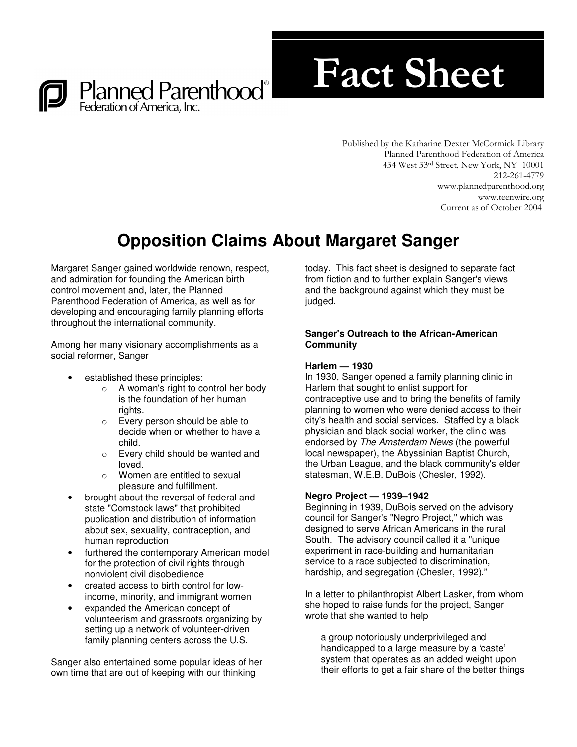Planned Parenthood® Federation of America, Inc.

# Fact Sheet

Published by the Katharine Dexter McCormick Library
Planned Parenthood Federation of America
434 West 33rd Street, New York, NY 10001
212-261-4779
www.plannedparenthood.org
www.teenwire.org
Current as of October 2004

## Opposition Claims About Margaret Sanger

Margaret Sanger gained worldwide renown, respect, and admiration for founding the American birth control movement and, later, the Planned Parenthood Federation of America, as well as for developing and encouraging family planning efforts throughout the international community.

Among her many visionary accomplishments as a social reformer, Sanger

- established these principles:
  - A woman's right to control her body is the foundation of her human rights.
  - Every person should be able to decide when or whether to have a child.
  - Every child should be wanted and loved.
  - Women are entitled to sexual pleasure and fulfillment.
- brought about the reversal of federal and state "Comstock laws" that prohibited publication and distribution of information about sex, sexuality, contraception, and human reproduction
- furthered the contemporary American model for the protection of civil rights through nonviolent civil disobedience
- created access to birth control for low-income, minority, and immigrant women
- expanded the American concept of volunteerism and grassroots organizing by setting up a network of volunteer-driven family planning centers across the U.S.

Sanger also entertained some popular ideas of her own time that are out of keeping with our thinking today. This fact sheet is designed to separate fact from fiction and to further explain Sanger's views and the background against which they must be judged.

### Sanger's Outreach to the African-American Community

**Harlem — 1930**

In 1930, Sanger opened a family planning clinic in Harlem that sought to enlist support for contraceptive use and to bring the benefits of family planning to women who were denied access to their city's health and social services. Staffed by a black physician and black social worker, the clinic was endorsed by *The Amsterdam News* (the powerful local newspaper), the Abyssinian Baptist Church, the Urban League, and the black community's elder statesman, W.E.B. DuBois (Chesler, 1992).

**Negro Project — 1939–1942**

Beginning in 1939, DuBois served on the advisory council for Sanger's "Negro Project," which was designed to serve African Americans in the rural South. The advisory council called it a "unique experiment in race-building and humanitarian service to a race subjected to discrimination, hardship, and segregation (Chesler, 1992)."

In a letter to philanthropist Albert Lasker, from whom she hoped to raise funds for the project, Sanger wrote that she wanted to help

> a group notoriously underprivileged and handicapped to a large measure by a 'caste' system that operates as an added weight upon their efforts to get a fair share of the better things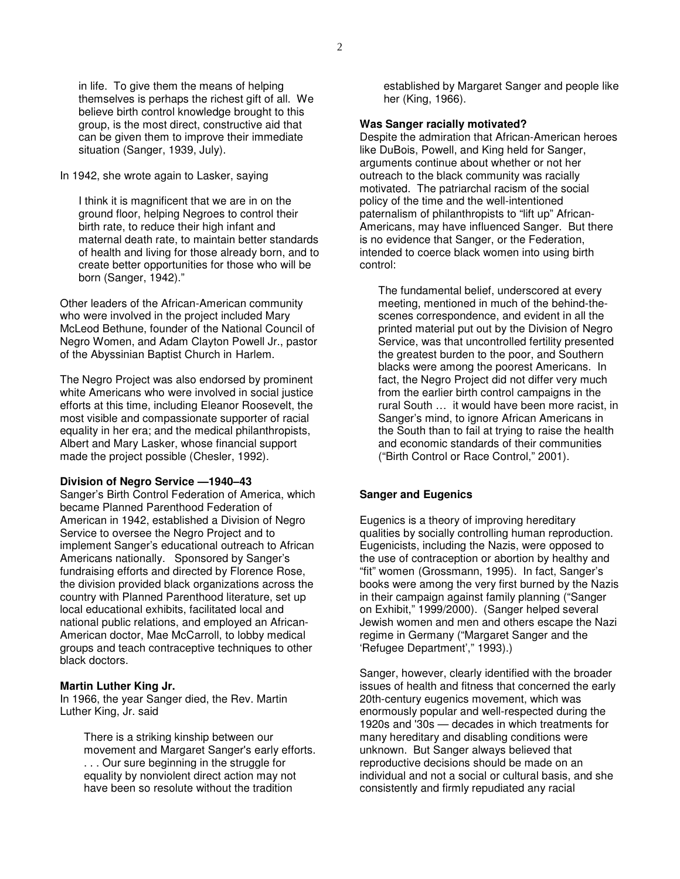> in life. To give them the means of helping themselves is perhaps the richest gift of all. We believe birth control knowledge brought to this group, is the most direct, constructive aid that can be given them to improve their immediate situation (Sanger, 1939, July).

In 1942, she wrote again to Lasker, saying

> I think it is magnificent that we are in on the ground floor, helping Negroes to control their birth rate, to reduce their high infant and maternal death rate, to maintain better standards of health and living for those already born, and to create better opportunities for those who will be born (Sanger, 1942)."

Other leaders of the African-American community who were involved in the project included Mary McLeod Bethune, founder of the National Council of Negro Women, and Adam Clayton Powell Jr., pastor of the Abyssinian Baptist Church in Harlem.

The Negro Project was also endorsed by prominent white Americans who were involved in social justice efforts at this time, including Eleanor Roosevelt, the most visible and compassionate supporter of racial equality in her era; and the medical philanthropists, Albert and Mary Lasker, whose financial support made the project possible (Chesler, 1992).

**Division of Negro Service —1940–43**

Sanger's Birth Control Federation of America, which became Planned Parenthood Federation of American in 1942, established a Division of Negro Service to oversee the Negro Project and to implement Sanger's educational outreach to African Americans nationally. Sponsored by Sanger's fundraising efforts and directed by Florence Rose, the division provided black organizations across the country with Planned Parenthood literature, set up local educational exhibits, facilitated local and national public relations, and employed an African-American doctor, Mae McCarroll, to lobby medical groups and teach contraceptive techniques to other black doctors.

**Martin Luther King Jr.**

In 1966, the year Sanger died, the Rev. Martin Luther King, Jr. said

> There is a striking kinship between our movement and Margaret Sanger's early efforts. . . . Our sure beginning in the struggle for equality by nonviolent direct action may not have been so resolute without the tradition established by Margaret Sanger and people like her (King, 1966).

**Was Sanger racially motivated?**

Despite the admiration that African-American heroes like DuBois, Powell, and King held for Sanger, arguments continue about whether or not her outreach to the black community was racially motivated. The patriarchal racism of the social policy of the time and the well-intentioned paternalism of philanthropists to "lift up" African-Americans, may have influenced Sanger. But there is no evidence that Sanger, or the Federation, intended to coerce black women into using birth control:

> The fundamental belief, underscored at every meeting, mentioned in much of the behind-the-scenes correspondence, and evident in all the printed material put out by the Division of Negro Service, was that uncontrolled fertility presented the greatest burden to the poor, and Southern blacks were among the poorest Americans. In fact, the Negro Project did not differ very much from the earlier birth control campaigns in the rural South … it would have been more racist, in Sanger's mind, to ignore African Americans in the South than to fail at trying to raise the health and economic standards of their communities ("Birth Control or Race Control," 2001).

**Sanger and Eugenics**

Eugenics is a theory of improving hereditary qualities by socially controlling human reproduction. Eugenicists, including the Nazis, were opposed to the use of contraception or abortion by healthy and "fit" women (Grossmann, 1995). In fact, Sanger's books were among the very first burned by the Nazis in their campaign against family planning ("Sanger on Exhibit," 1999/2000). (Sanger helped several Jewish women and men and others escape the Nazi regime in Germany ("Margaret Sanger and the 'Refugee Department'," 1993).)

Sanger, however, clearly identified with the broader issues of health and fitness that concerned the early 20th-century eugenics movement, which was enormously popular and well-respected during the 1920s and '30s — decades in which treatments for many hereditary and disabling conditions were unknown. But Sanger always believed that reproductive decisions should be made on an individual and not a social or cultural basis, and she consistently and firmly repudiated any racial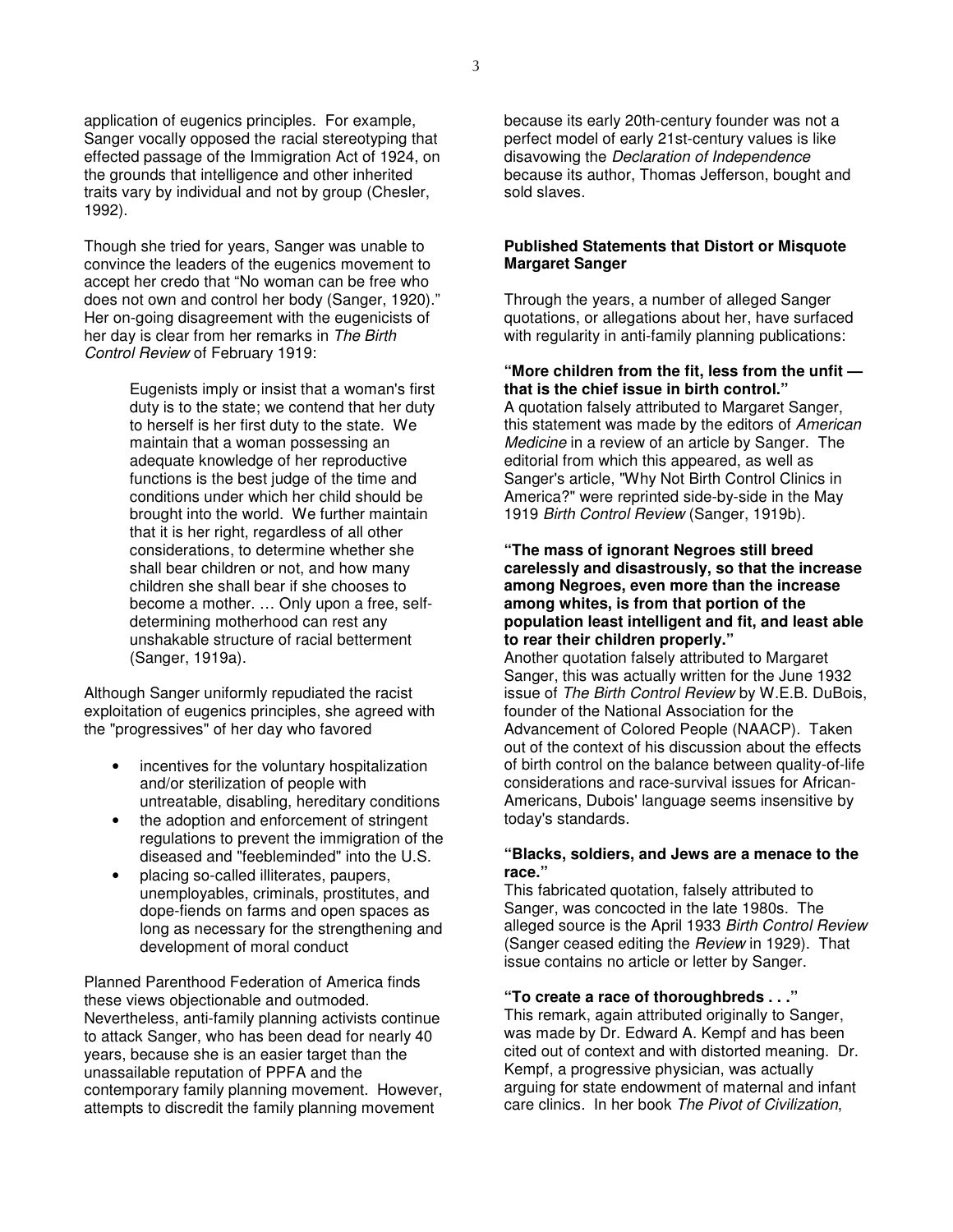application of eugenics principles. For example, Sanger vocally opposed the racial stereotyping that effected passage of the Immigration Act of 1924, on the grounds that intelligence and other inherited traits vary by individual and not by group (Chesler, 1992).

Though she tried for years, Sanger was unable to convince the leaders of the eugenics movement to accept her credo that "No woman can be free who does not own and control her body (Sanger, 1920)." Her on-going disagreement with the eugenicists of her day is clear from her remarks in *The Birth Control Review* of February 1919:

> Eugenists imply or insist that a woman's first duty is to the state; we contend that her duty to herself is her first duty to the state. We maintain that a woman possessing an adequate knowledge of her reproductive functions is the best judge of the time and conditions under which her child should be brought into the world. We further maintain that it is her right, regardless of all other considerations, to determine whether she shall bear children or not, and how many children she shall bear if she chooses to become a mother. … Only upon a free, self-determining motherhood can rest any unshakable structure of racial betterment (Sanger, 1919a).

Although Sanger uniformly repudiated the racist exploitation of eugenics principles, she agreed with the "progressives" of her day who favored

- incentives for the voluntary hospitalization and/or sterilization of people with untreatable, disabling, hereditary conditions
- the adoption and enforcement of stringent regulations to prevent the immigration of the diseased and "feebleminded" into the U.S.
- placing so-called illiterates, paupers, unemployables, criminals, prostitutes, and dope-fiends on farms and open spaces as long as necessary for the strengthening and development of moral conduct

Planned Parenthood Federation of America finds these views objectionable and outmoded. Nevertheless, anti-family planning activists continue to attack Sanger, who has been dead for nearly 40 years, because she is an easier target than the unassailable reputation of PPFA and the contemporary family planning movement. However, attempts to discredit the family planning movement because its early 20th-century founder was not a perfect model of early 21st-century values is like disavowing the *Declaration of Independence* because its author, Thomas Jefferson, bought and sold slaves.

### Published Statements that Distort or Misquote Margaret Sanger

Through the years, a number of alleged Sanger quotations, or allegations about her, have surfaced with regularity in anti-family planning publications:

**"More children from the fit, less from the unfit — that is the chief issue in birth control."**
A quotation falsely attributed to Margaret Sanger, this statement was made by the editors of *American Medicine* in a review of an article by Sanger. The editorial from which this appeared, as well as Sanger's article, "Why Not Birth Control Clinics in America?" were reprinted side-by-side in the May 1919 *Birth Control Review* (Sanger, 1919b).

**"The mass of ignorant Negroes still breed carelessly and disastrously, so that the increase among Negroes, even more than the increase among whites, is from that portion of the population least intelligent and fit, and least able to rear their children properly."**
Another quotation falsely attributed to Margaret Sanger, this was actually written for the June 1932 issue of *The Birth Control Review* by W.E.B. DuBois, founder of the National Association for the Advancement of Colored People (NAACP). Taken out of the context of his discussion about the effects of birth control on the balance between quality-of-life considerations and race-survival issues for African-Americans, Dubois' language seems insensitive by today's standards.

**"Blacks, soldiers, and Jews are a menace to the race."**
This fabricated quotation, falsely attributed to Sanger, was concocted in the late 1980s. The alleged source is the April 1933 *Birth Control Review* (Sanger ceased editing the *Review* in 1929). That issue contains no article or letter by Sanger.

**"To create a race of thoroughbreds . . ."**
This remark, again attributed originally to Sanger, was made by Dr. Edward A. Kempf and has been cited out of context and with distorted meaning. Dr. Kempf, a progressive physician, was actually arguing for state endowment of maternal and infant care clinics. In her book *The Pivot of Civilization*,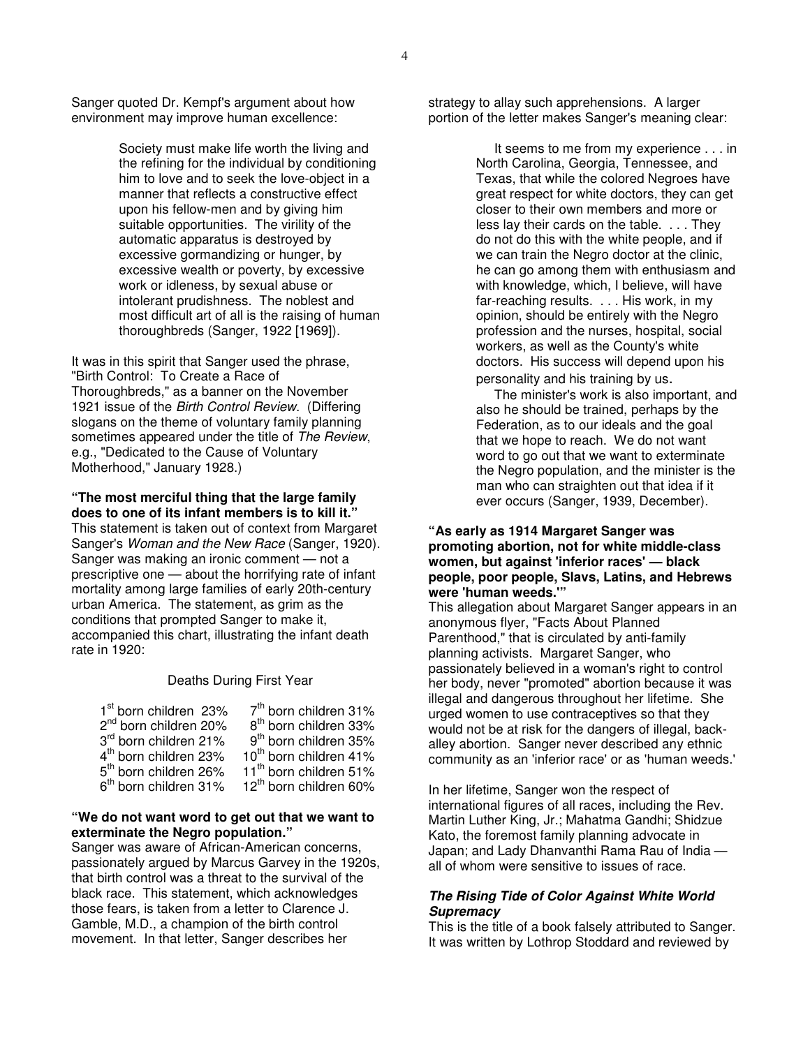Sanger quoted Dr. Kempf's argument about how environment may improve human excellence:

> Society must make life worth the living and the refining for the individual by conditioning him to love and to seek the love-object in a manner that reflects a constructive effect upon his fellow-men and by giving him suitable opportunities. The virility of the automatic apparatus is destroyed by excessive gormandizing or hunger, by excessive wealth or poverty, by excessive work or idleness, by sexual abuse or intolerant prudishness. The noblest and most difficult art of all is the raising of human thoroughbreds (Sanger, 1922 [1969]).

It was in this spirit that Sanger used the phrase, "Birth Control: To Create a Race of Thoroughbreds," as a banner on the November 1921 issue of the *Birth Control Review*. (Differing slogans on the theme of voluntary family planning sometimes appeared under the title of *The Review*, e.g., "Dedicated to the Cause of Voluntary Motherhood," January 1928.)

**"The most merciful thing that the large family does to one of its infant members is to kill it."**

This statement is taken out of context from Margaret Sanger's *Woman and the New Race* (Sanger, 1920). Sanger was making an ironic comment — not a prescriptive one — about the horrifying rate of infant mortality among large families of early 20th-century urban America. The statement, as grim as the conditions that prompted Sanger to make it, accompanied this chart, illustrating the infant death rate in 1920:

Deaths During First Year

| | | | |
|---|---|---|---|
| 1st born children | 23% | 7th born children | 31% |
| 2nd born children | 20% | 8th born children | 33% |
| 3rd born children | 21% | 9th born children | 35% |
| 4th born children | 23% | 10th born children | 41% |
| 5th born children | 26% | 11th born children | 51% |
| 6th born children | 31% | 12th born children | 60% |

**"We do not want word to get out that we want to exterminate the Negro population."**

Sanger was aware of African-American concerns, passionately argued by Marcus Garvey in the 1920s, that birth control was a threat to the survival of the black race. This statement, which acknowledges those fears, is taken from a letter to Clarence J. Gamble, M.D., a champion of the birth control movement. In that letter, Sanger describes her strategy to allay such apprehensions. A larger portion of the letter makes Sanger's meaning clear:

> It seems to me from my experience . . . in North Carolina, Georgia, Tennessee, and Texas, that while the colored Negroes have great respect for white doctors, they can get closer to their own members and more or less lay their cards on the table. . . . They do not do this with the white people, and if we can train the Negro doctor at the clinic, he can go among them with enthusiasm and with knowledge, which, I believe, will have far-reaching results. . . . His work, in my opinion, should be entirely with the Negro profession and the nurses, hospital, social workers, as well as the County's white doctors. His success will depend upon his personality and his training by us.
>
> The minister's work is also important, and also he should be trained, perhaps by the Federation, as to our ideals and the goal that we hope to reach. We do not want word to go out that we want to exterminate the Negro population, and the minister is the man who can straighten out that idea if it ever occurs (Sanger, 1939, December).

**"As early as 1914 Margaret Sanger was promoting abortion, not for white middle-class women, but against 'inferior races' — black people, poor people, Slavs, Latins, and Hebrews were 'human weeds.'"**

This allegation about Margaret Sanger appears in an anonymous flyer, "Facts About Planned Parenthood," that is circulated by anti-family planning activists. Margaret Sanger, who passionately believed in a woman's right to control her body, never "promoted" abortion because it was illegal and dangerous throughout her lifetime. She urged women to use contraceptives so that they would not be at risk for the dangers of illegal, back-alley abortion. Sanger never described any ethnic community as an 'inferior race' or as 'human weeds.'

In her lifetime, Sanger won the respect of international figures of all races, including the Rev. Martin Luther King, Jr.; Mahatma Gandhi; Shidzue Kato, the foremost family planning advocate in Japan; and Lady Dhanvanthi Rama Rau of India — all of whom were sensitive to issues of race.

***The Rising Tide of Color Against White World Supremacy***

This is the title of a book falsely attributed to Sanger. It was written by Lothrop Stoddard and reviewed by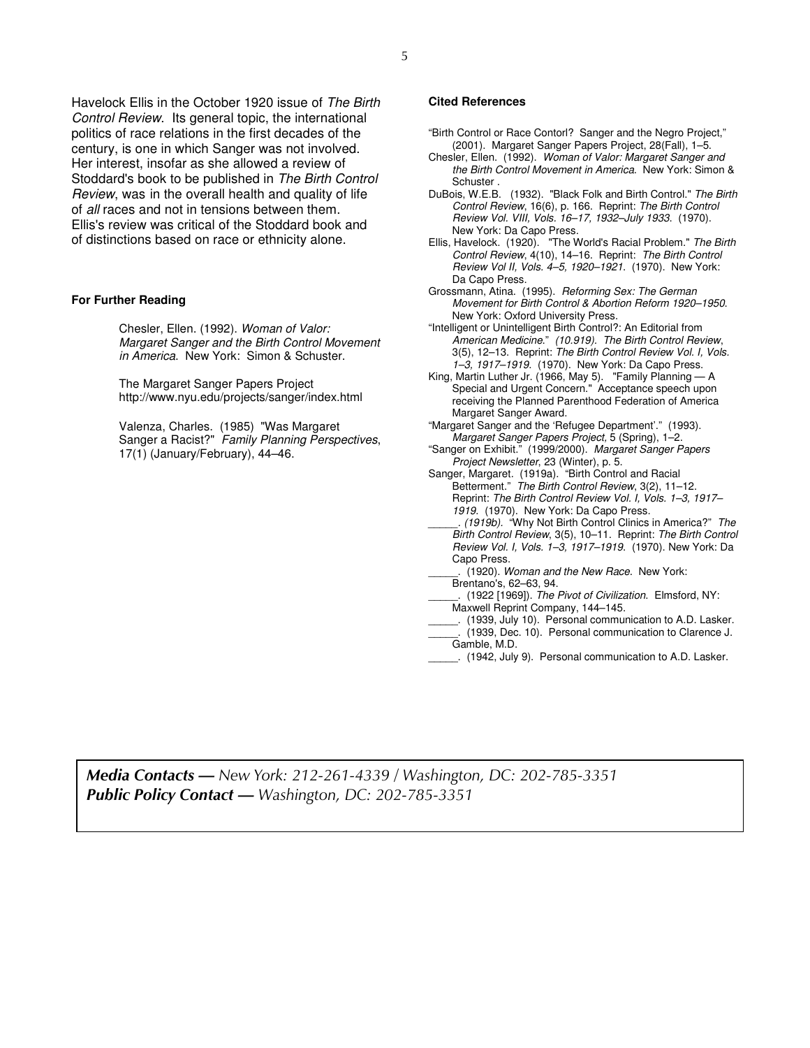Havelock Ellis in the October 1920 issue of *The Birth Control Review*. Its general topic, the international politics of race relations in the first decades of the century, is one in which Sanger was not involved. Her interest, insofar as she allowed a review of Stoddard's book to be published in *The Birth Control Review*, was in the overall health and quality of life of *all* races and not in tensions between them. Ellis's review was critical of the Stoddard book and of distinctions based on race or ethnicity alone.

#### For Further Reading

Chesler, Ellen. (1992). *Woman of Valor: Margaret Sanger and the Birth Control Movement in America*. New York: Simon & Schuster.

The Margaret Sanger Papers Project http://www.nyu.edu/projects/sanger/index.html

Valenza, Charles. (1985) "Was Margaret Sanger a Racist?" *Family Planning Perspectives*, 17(1) (January/February), 44–46.

#### Cited References

"Birth Control or Race Contorl? Sanger and the Negro Project," (2001). Margaret Sanger Papers Project, 28(Fall), 1–5.

Chesler, Ellen. (1992). *Woman of Valor: Margaret Sanger and the Birth Control Movement in America*. New York: Simon & Schuster .

DuBois, W.E.B. (1932). "Black Folk and Birth Control." *The Birth Control Review*, 16(6), p. 166. Reprint: *The Birth Control Review Vol. VIII, Vols. 16–17, 1932–July 1933*. (1970). New York: Da Capo Press.

Ellis, Havelock. (1920). "The World's Racial Problem." *The Birth Control Review*, 4(10), 14–16. Reprint: *The Birth Control Review Vol II, Vols. 4–5, 1920–1921*. (1970). New York: Da Capo Press.

Grossmann, Atina. (1995). *Reforming Sex: The German Movement for Birth Control & Abortion Reform 1920–1950*. New York: Oxford University Press.

"Intelligent or Unintelligent Birth Control?: An Editorial from *American Medicine*." *(10.919)*. *The Birth Control Review*, 3(5), 12–13. Reprint: *The Birth Control Review Vol. I, Vols. 1–3, 1917–1919*. (1970). New York: Da Capo Press.

King, Martin Luther Jr. (1966, May 5). "Family Planning — A Special and Urgent Concern." Acceptance speech upon receiving the Planned Parenthood Federation of America Margaret Sanger Award.

"Margaret Sanger and the 'Refugee Department'." (1993). *Margaret Sanger Papers Project*, 5 (Spring), 1–2.

"Sanger on Exhibit." (1999/2000). *Margaret Sanger Papers Project Newsletter*, 23 (Winter), p. 5.

Sanger, Margaret. (1919a). "Birth Control and Racial Betterment." *The Birth Control Review*, 3(2), 11–12. Reprint: *The Birth Control Review Vol. I, Vols. 1–3, 1917–1919*. (1970). New York: Da Capo Press.

_____. *(1919b).* "Why Not Birth Control Clinics in America?" *The Birth Control Review*, 3(5), 10–11. Reprint: *The Birth Control Review Vol. I, Vols. 1–3, 1917–1919*. (1970). New York: Da Capo Press.

_____. (1920). *Woman and the New Race*. New York: Brentano's, 62–63, 94.

_____. (1922 [1969]). *The Pivot of Civilization*. Elmsford, NY: Maxwell Reprint Company, 144–145.

_____. (1939, July 10). Personal communication to A.D. Lasker.

_____. (1939, Dec. 10). Personal communication to Clarence J. Gamble, M.D.

_____. (1942, July 9). Personal communication to A.D. Lasker.

***Media Contacts —*** *New York: 212-261-4339 / Washington, DC: 202-785-3351*
***Public Policy Contact —*** *Washington, DC: 202-785-3351*